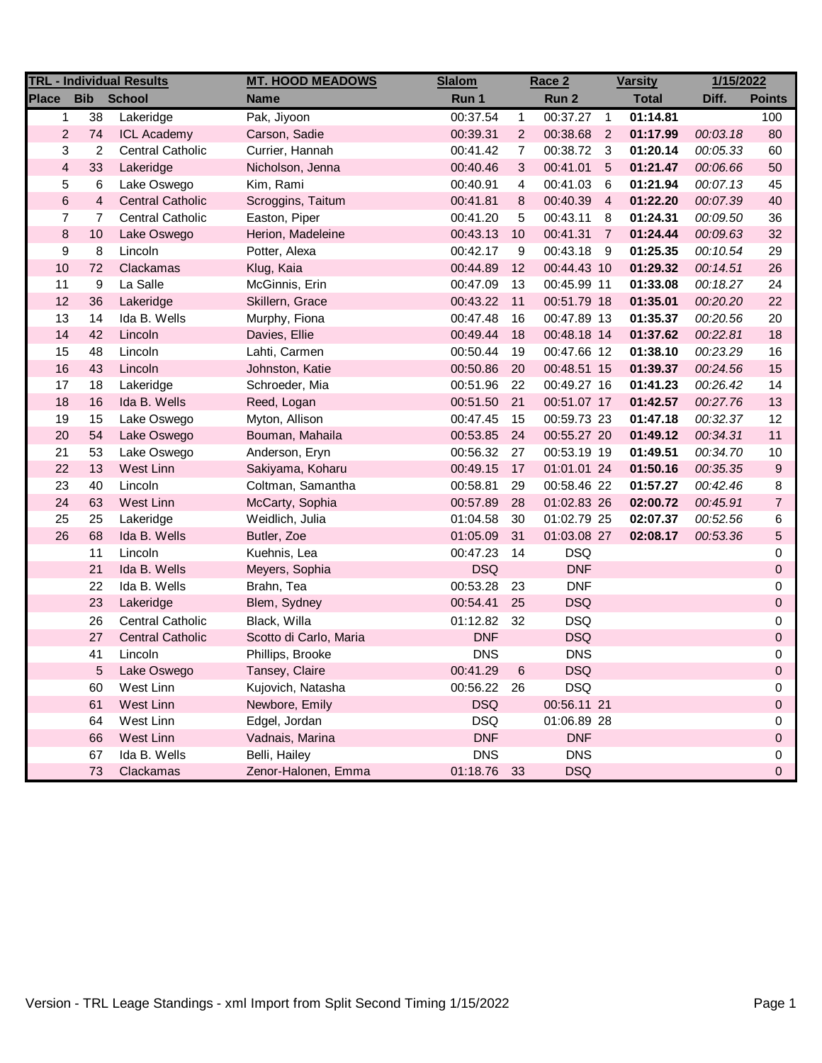| TRL - Individual Results | | | MT. HOOD MEADOWS | Slalom | | Race 2 | | Varsity | 1/15/2022 | |
|---|---|---|---|---|---|---|---|---|---|---|
| Place | Bib | School | Name | Run 1 | | Run 2 | | Total | Diff. | Points |
| 1 | 38 | Lakeridge | Pak, Jiyoon | 00:37.54 | 1 | 00:37.27 | 1 | **01:14.81** | | 100 |
| 2 | 74 | ICL Academy | Carson, Sadie | 00:39.31 | 2 | 00:38.68 | 2 | **01:17.99** | *00:03.18* | 80 |
| 3 | 2 | Central Catholic | Currier, Hannah | 00:41.42 | 7 | 00:38.72 | 3 | **01:20.14** | *00:05.33* | 60 |
| 4 | 33 | Lakeridge | Nicholson, Jenna | 00:40.46 | 3 | 00:41.01 | 5 | **01:21.47** | *00:06.66* | 50 |
| 5 | 6 | Lake Oswego | Kim, Rami | 00:40.91 | 4 | 00:41.03 | 6 | **01:21.94** | *00:07.13* | 45 |
| 6 | 4 | Central Catholic | Scroggins, Taitum | 00:41.81 | 8 | 00:40.39 | 4 | **01:22.20** | *00:07.39* | 40 |
| 7 | 7 | Central Catholic | Easton, Piper | 00:41.20 | 5 | 00:43.11 | 8 | **01:24.31** | *00:09.50* | 36 |
| 8 | 10 | Lake Oswego | Herion, Madeleine | 00:43.13 | 10 | 00:41.31 | 7 | **01:24.44** | *00:09.63* | 32 |
| 9 | 8 | Lincoln | Potter, Alexa | 00:42.17 | 9 | 00:43.18 | 9 | **01:25.35** | *00:10.54* | 29 |
| 10 | 72 | Clackamas | Klug, Kaia | 00:44.89 | 12 | 00:44.43 | 10 | **01:29.32** | *00:14.51* | 26 |
| 11 | 9 | La Salle | McGinnis, Erin | 00:47.09 | 13 | 00:45.99 | 11 | **01:33.08** | *00:18.27* | 24 |
| 12 | 36 | Lakeridge | Skillern, Grace | 00:43.22 | 11 | 00:51.79 | 18 | **01:35.01** | *00:20.20* | 22 |
| 13 | 14 | Ida B. Wells | Murphy, Fiona | 00:47.48 | 16 | 00:47.89 | 13 | **01:35.37** | *00:20.56* | 20 |
| 14 | 42 | Lincoln | Davies, Ellie | 00:49.44 | 18 | 00:48.18 | 14 | **01:37.62** | *00:22.81* | 18 |
| 15 | 48 | Lincoln | Lahti, Carmen | 00:50.44 | 19 | 00:47.66 | 12 | **01:38.10** | *00:23.29* | 16 |
| 16 | 43 | Lincoln | Johnston, Katie | 00:50.86 | 20 | 00:48.51 | 15 | **01:39.37** | *00:24.56* | 15 |
| 17 | 18 | Lakeridge | Schroeder, Mia | 00:51.96 | 22 | 00:49.27 | 16 | **01:41.23** | *00:26.42* | 14 |
| 18 | 16 | Ida B. Wells | Reed, Logan | 00:51.50 | 21 | 00:51.07 | 17 | **01:42.57** | *00:27.76* | 13 |
| 19 | 15 | Lake Oswego | Myton, Allison | 00:47.45 | 15 | 00:59.73 | 23 | **01:47.18** | *00:32.37* | 12 |
| 20 | 54 | Lake Oswego | Bouman, Mahaila | 00:53.85 | 24 | 00:55.27 | 20 | **01:49.12** | *00:34.31* | 11 |
| 21 | 53 | Lake Oswego | Anderson, Eryn | 00:56.32 | 27 | 00:53.19 | 19 | **01:49.51** | *00:34.70* | 10 |
| 22 | 13 | West Linn | Sakiyama, Koharu | 00:49.15 | 17 | 01:01.01 | 24 | **01:50.16** | *00:35.35* | 9 |
| 23 | 40 | Lincoln | Coltman, Samantha | 00:58.81 | 29 | 00:58.46 | 22 | **01:57.27** | *00:42.46* | 8 |
| 24 | 63 | West Linn | McCarty, Sophia | 00:57.89 | 28 | 01:02.83 | 26 | **02:00.72** | *00:45.91* | 7 |
| 25 | 25 | Lakeridge | Weidlich, Julia | 01:04.58 | 30 | 01:02.79 | 25 | **02:07.37** | *00:52.56* | 6 |
| 26 | 68 | Ida B. Wells | Butler, Zoe | 01:05.09 | 31 | 01:03.08 | 27 | **02:08.17** | *00:53.36* | 5 |
| | 11 | Lincoln | Kuehnis, Lea | 00:47.23 | 14 | DSQ | | | | 0 |
| | 21 | Ida B. Wells | Meyers, Sophia | DSQ | | DNF | | | | 0 |
| | 22 | Ida B. Wells | Brahn, Tea | 00:53.28 | 23 | DNF | | | | 0 |
| | 23 | Lakeridge | Blem, Sydney | 00:54.41 | 25 | DSQ | | | | 0 |
| | 26 | Central Catholic | Black, Willa | 01:12.82 | 32 | DSQ | | | | 0 |
| | 27 | Central Catholic | Scotto di Carlo, Maria | DNF | | DSQ | | | | 0 |
| | 41 | Lincoln | Phillips, Brooke | DNS | | DNS | | | | 0 |
| | 5 | Lake Oswego | Tansey, Claire | 00:41.29 | 6 | DSQ | | | | 0 |
| | 60 | West Linn | Kujovich, Natasha | 00:56.22 | 26 | DSQ | | | | 0 |
| | 61 | West Linn | Newbore, Emily | DSQ | | 00:56.11 | 21 | | | 0 |
| | 64 | West Linn | Edgel, Jordan | DSQ | | 01:06.89 | 28 | | | 0 |
| | 66 | West Linn | Vadnais, Marina | DNF | | DNF | | | | 0 |
| | 67 | Ida B. Wells | Belli, Hailey | DNS | | DNS | | | | 0 |
| | 73 | Clackamas | Zenor-Halonen, Emma | 01:18.76 | 33 | DSQ | | | | 0 |

Version - TRL Leage Standings - xml Import from Split Second Timing 1/15/2022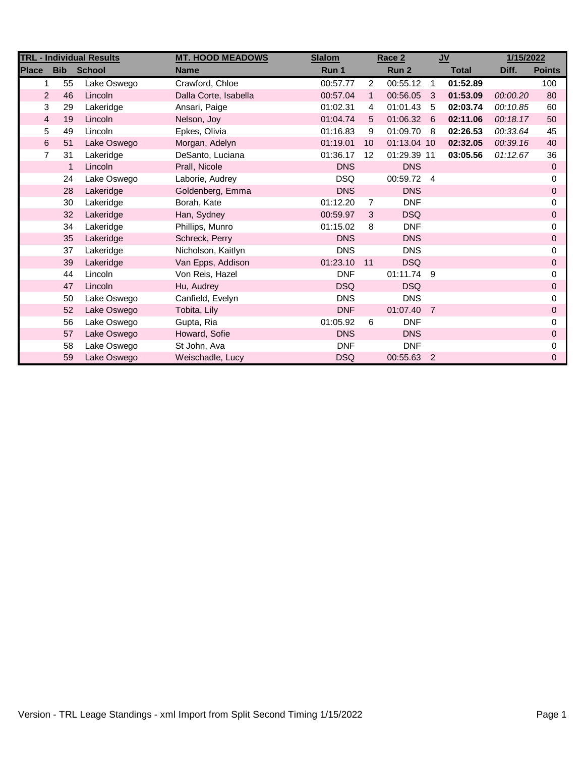| TRL - Individual Results | | | MT. HOOD MEADOWS | Slalom | | Race 2 | | JV | | 1/15/2022 |
|---|---|---|---|---|---|---|---|---|---|---|
| **Place** | **Bib** | **School** | **Name** | **Run 1** | | **Run 2** | | **Total** | **Diff.** | **Points** |
| 1 | 55 | Lake Oswego | Crawford, Chloe | 00:57.77 | 2 | 00:55.12 | 1 | **01:52.89** | | 100 |
| 2 | 46 | Lincoln | Dalla Corte, Isabella | 00:57.04 | 1 | 00:56.05 | 3 | **01:53.09** | *00:00.20* | 80 |
| 3 | 29 | Lakeridge | Ansari, Paige | 01:02.31 | 4 | 01:01.43 | 5 | **02:03.74** | *00:10.85* | 60 |
| 4 | 19 | Lincoln | Nelson, Joy | 01:04.74 | 5 | 01:06.32 | 6 | **02:11.06** | *00:18.17* | 50 |
| 5 | 49 | Lincoln | Epkes, Olivia | 01:16.83 | 9 | 01:09.70 | 8 | **02:26.53** | *00:33.64* | 45 |
| 6 | 51 | Lake Oswego | Morgan, Adelyn | 01:19.01 | 10 | 01:13.04 | 10 | **02:32.05** | *00:39.16* | 40 |
| 7 | 31 | Lakeridge | DeSanto, Luciana | 01:36.17 | 12 | 01:29.39 | 11 | **03:05.56** | *01:12.67* | 36 |
| | 1 | Lincoln | Prall, Nicole | DNS | | DNS | | | | 0 |
| | 24 | Lake Oswego | Laborie, Audrey | DSQ | | 00:59.72 | 4 | | | 0 |
| | 28 | Lakeridge | Goldenberg, Emma | DNS | | DNS | | | | 0 |
| | 30 | Lakeridge | Borah, Kate | 01:12.20 | 7 | DNF | | | | 0 |
| | 32 | Lakeridge | Han, Sydney | 00:59.97 | 3 | DSQ | | | | 0 |
| | 34 | Lakeridge | Phillips, Munro | 01:15.02 | 8 | DNF | | | | 0 |
| | 35 | Lakeridge | Schreck, Perry | DNS | | DNS | | | | 0 |
| | 37 | Lakeridge | Nicholson, Kaitlyn | DNS | | DNS | | | | 0 |
| | 39 | Lakeridge | Van Epps, Addison | 01:23.10 | 11 | DSQ | | | | 0 |
| | 44 | Lincoln | Von Reis, Hazel | DNF | | 01:11.74 | 9 | | | 0 |
| | 47 | Lincoln | Hu, Audrey | DSQ | | DSQ | | | | 0 |
| | 50 | Lake Oswego | Canfield, Evelyn | DNS | | DNS | | | | 0 |
| | 52 | Lake Oswego | Tobita, Lily | DNF | | 01:07.40 | 7 | | | 0 |
| | 56 | Lake Oswego | Gupta, Ria | 01:05.92 | 6 | DNF | | | | 0 |
| | 57 | Lake Oswego | Howard, Sofie | DNS | | DNS | | | | 0 |
| | 58 | Lake Oswego | St John, Ava | DNF | | DNF | | | | 0 |
| | 59 | Lake Oswego | Weischadle, Lucy | DSQ | | 00:55.63 | 2 | | | 0 |

Version - TRL Leage Standings - xml Import from Split Second Timing 1/15/2022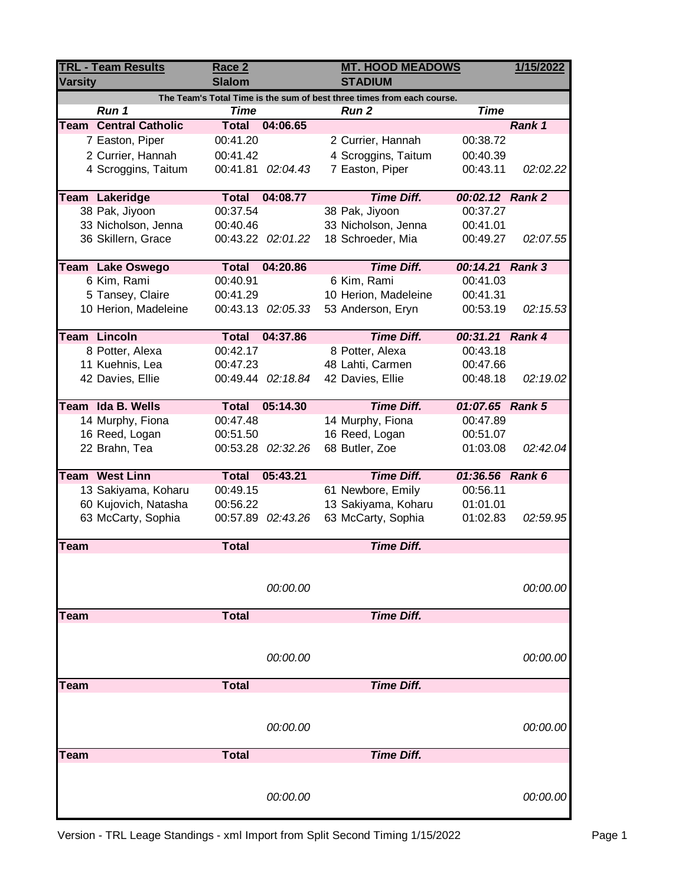| TRL - Team Results | Race 2 | | MT. HOOD MEADOWS | | 1/15/2022 |
|---|---|---|---|---|---|
| Varsity | Slalom | | STADIUM | | |
| The Team's Total Time is the sum of best three times from each course. | | | | | |
| *Run 1* | *Time* | | *Run 2* | *Time* | |
| **Team Central Catholic** | **Total** | **04:06.65** | | | ***Rank 1*** |
| 7 Easton, Piper | 00:41.20 | | 2 Currier, Hannah | 00:38.72 | |
| 2 Currier, Hannah | 00:41.42 | | 4 Scroggins, Taitum | 00:40.39 | |
| 4 Scroggins, Taitum | 00:41.81 | *02:04.43* | 7 Easton, Piper | 00:43.11 | *02:02.22* |
| **Team Lakeridge** | **Total** | **04:08.77** | ***Time Diff.*** | ***00:02.12*** | ***Rank 2*** |
| 38 Pak, Jiyoon | 00:37.54 | | 38 Pak, Jiyoon | 00:37.27 | |
| 33 Nicholson, Jenna | 00:40.46 | | 33 Nicholson, Jenna | 00:41.01 | |
| 36 Skillern, Grace | 00:43.22 | *02:01.22* | 18 Schroeder, Mia | 00:49.27 | *02:07.55* |
| **Team Lake Oswego** | **Total** | **04:20.86** | ***Time Diff.*** | ***00:14.21*** | ***Rank 3*** |
| 6 Kim, Rami | 00:40.91 | | 6 Kim, Rami | 00:41.03 | |
| 5 Tansey, Claire | 00:41.29 | | 10 Herion, Madeleine | 00:41.31 | |
| 10 Herion, Madeleine | 00:43.13 | *02:05.33* | 53 Anderson, Eryn | 00:53.19 | *02:15.53* |
| **Team Lincoln** | **Total** | **04:37.86** | ***Time Diff.*** | ***00:31.21*** | ***Rank 4*** |
| 8 Potter, Alexa | 00:42.17 | | 8 Potter, Alexa | 00:43.18 | |
| 11 Kuehnis, Lea | 00:47.23 | | 48 Lahti, Carmen | 00:47.66 | |
| 42 Davies, Ellie | 00:49.44 | *02:18.84* | 42 Davies, Ellie | 00:48.18 | *02:19.02* |
| **Team Ida B. Wells** | **Total** | **05:14.30** | ***Time Diff.*** | ***01:07.65*** | ***Rank 5*** |
| 14 Murphy, Fiona | 00:47.48 | | 14 Murphy, Fiona | 00:47.89 | |
| 16 Reed, Logan | 00:51.50 | | 16 Reed, Logan | 00:51.07 | |
| 22 Brahn, Tea | 00:53.28 | *02:32.26* | 68 Butler, Zoe | 01:03.08 | *02:42.04* |
| **Team West Linn** | **Total** | **05:43.21** | ***Time Diff.*** | ***01:36.56*** | ***Rank 6*** |
| 13 Sakiyama, Koharu | 00:49.15 | | 61 Newbore, Emily | 00:56.11 | |
| 60 Kujovich, Natasha | 00:56.22 | | 13 Sakiyama, Koharu | 01:01.01 | |
| 63 McCarty, Sophia | 00:57.89 | *02:43.26* | 63 McCarty, Sophia | 01:02.83 | *02:59.95* |
| **Team** | **Total** | | ***Time Diff.*** | | |
| | | *00:00.00* | | | *00:00.00* |
| **Team** | **Total** | | ***Time Diff.*** | | |
| | | *00:00.00* | | | *00:00.00* |
| **Team** | **Total** | | ***Time Diff.*** | | |
| | | *00:00.00* | | | *00:00.00* |
| **Team** | **Total** | | ***Time Diff.*** | | |
| | | *00:00.00* | | | *00:00.00* |

Version - TRL Leage Standings - xml Import from Split Second Timing 1/15/2022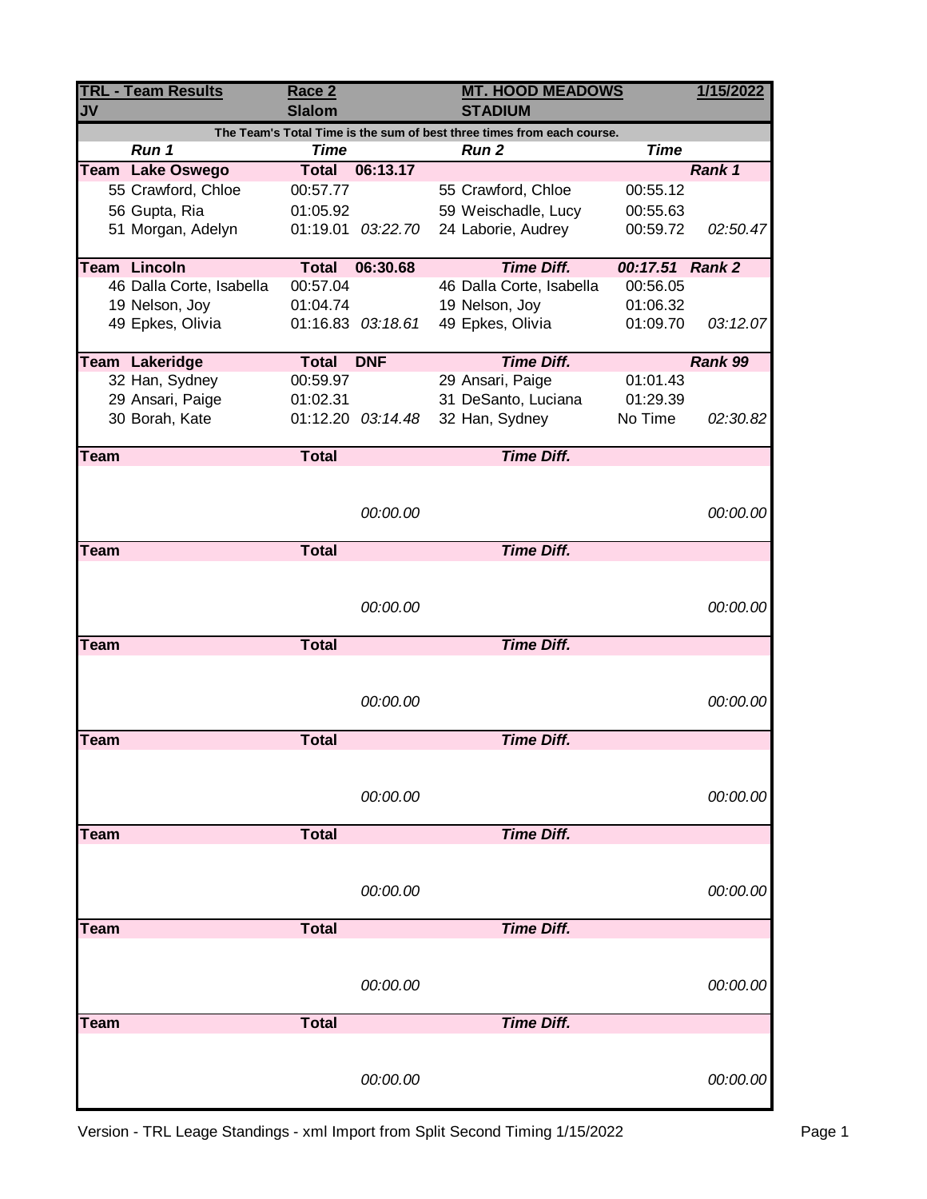| TRL - Team Results | Race 2 | | MT. HOOD MEADOWS | | 1/15/2022 |
|---|---|---|---|---|---|
| JV | Slalom | | STADIUM | | |

The Team's Total Time is the sum of best three times from each course.

| Run 1 | Time | | Run 2 | Time | |
|---|---|---|---|---|---|
| **Team Lake Oswego** | **Total** | **06:13.17** | | | ***Rank 1*** |
| 55 Crawford, Chloe | 00:57.77 | | 55 Crawford, Chloe | 00:55.12 | |
| 56 Gupta, Ria | 01:05.92 | | 59 Weischadle, Lucy | 00:55.63 | |
| 51 Morgan, Adelyn | 01:19.01 | *03:22.70* | 24 Laborie, Audrey | 00:59.72 | *02:50.47* |
| **Team Lincoln** | **Total** | **06:30.68** | ***Time Diff.*** | ***00:17.51*** | ***Rank 2*** |
| 46 Dalla Corte, Isabella | 00:57.04 | | 46 Dalla Corte, Isabella | 00:56.05 | |
| 19 Nelson, Joy | 01:04.74 | | 19 Nelson, Joy | 01:06.32 | |
| 49 Epkes, Olivia | 01:16.83 | *03:18.61* | 49 Epkes, Olivia | 01:09.70 | *03:12.07* |
| **Team Lakeridge** | **Total** | **DNF** | ***Time Diff.*** | | ***Rank 99*** |
| 32 Han, Sydney | 00:59.97 | | 29 Ansari, Paige | 01:01.43 | |
| 29 Ansari, Paige | 01:02.31 | | 31 DeSanto, Luciana | 01:29.39 | |
| 30 Borah, Kate | 01:12.20 | *03:14.48* | 32 Han, Sydney | No Time | *02:30.82* |
| **Team** | **Total** | | ***Time Diff.*** | | |
| | | *00:00.00* | | | *00:00.00* |
| **Team** | **Total** | | ***Time Diff.*** | | |
| | | *00:00.00* | | | *00:00.00* |
| **Team** | **Total** | | ***Time Diff.*** | | |
| | | *00:00.00* | | | *00:00.00* |
| **Team** | **Total** | | ***Time Diff.*** | | |
| | | *00:00.00* | | | *00:00.00* |
| **Team** | **Total** | | ***Time Diff.*** | | |
| | | *00:00.00* | | | *00:00.00* |
| **Team** | **Total** | | ***Time Diff.*** | | |
| | | *00:00.00* | | | *00:00.00* |
| **Team** | **Total** | | ***Time Diff.*** | | |
| | | *00:00.00* | | | *00:00.00* |

Version - TRL Leage Standings - xml Import from Split Second Timing 1/15/2022